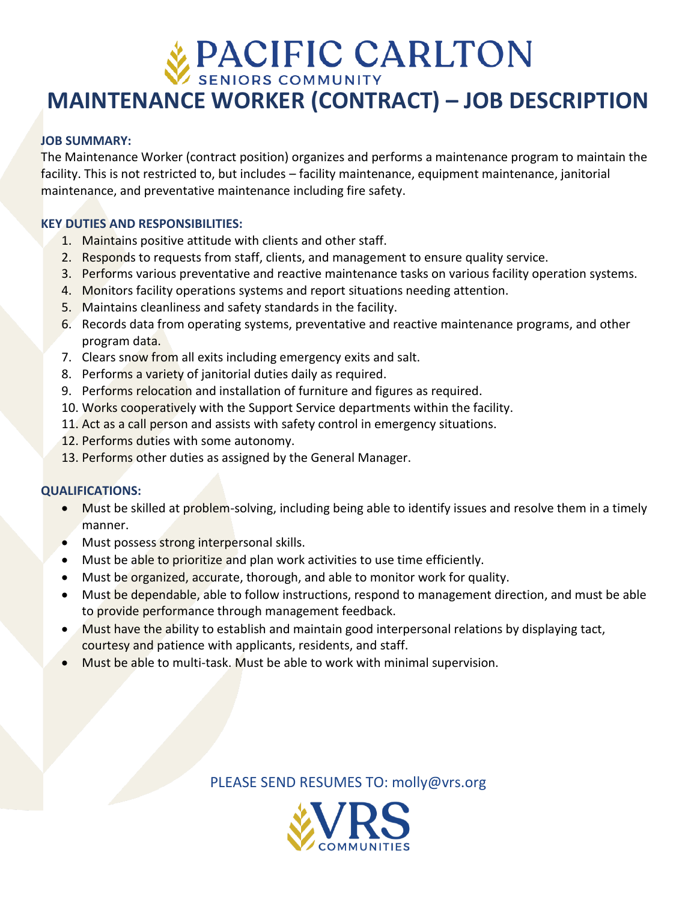# PACIFIC CARLTON

SENIORS COMMUNITY

# MAINTENANCE WORKER (CONTRACT) – JOB DESCRIPTION

**JOB SUMMARY:**

The Maintenance Worker (contract position) organizes and performs a maintenance program to maintain the facility. This is not restricted to, but includes – facility maintenance, equipment maintenance, janitorial maintenance, and preventative maintenance including fire safety.

**KEY DUTIES AND RESPONSIBILITIES:**

1. Maintains positive attitude with clients and other staff.
2. Responds to requests from staff, clients, and management to ensure quality service.
3. Performs various preventative and reactive maintenance tasks on various facility operation systems.
4. Monitors facility operations systems and report situations needing attention.
5. Maintains cleanliness and safety standards in the facility.
6. Records data from operating systems, preventative and reactive maintenance programs, and other program data.
7. Clears snow from all exits including emergency exits and salt.
8. Performs a variety of janitorial duties daily as required.
9. Performs relocation and installation of furniture and figures as required.
10. Works cooperatively with the Support Service departments within the facility.
11. Act as a call person and assists with safety control in emergency situations.
12. Performs duties with some autonomy.
13. Performs other duties as assigned by the General Manager.

**QUALIFICATIONS:**

- Must be skilled at problem-solving, including being able to identify issues and resolve them in a timely manner.
- Must possess strong interpersonal skills.
- Must be able to prioritize and plan work activities to use time efficiently.
- Must be organized, accurate, thorough, and able to monitor work for quality.
- Must be dependable, able to follow instructions, respond to management direction, and must be able to provide performance through management feedback.
- Must have the ability to establish and maintain good interpersonal relations by displaying tact, courtesy and patience with applicants, residents, and staff.
- Must be able to multi-task. Must be able to work with minimal supervision.

PLEASE SEND RESUMES TO: molly@vrs.org

VRS COMMUNITIES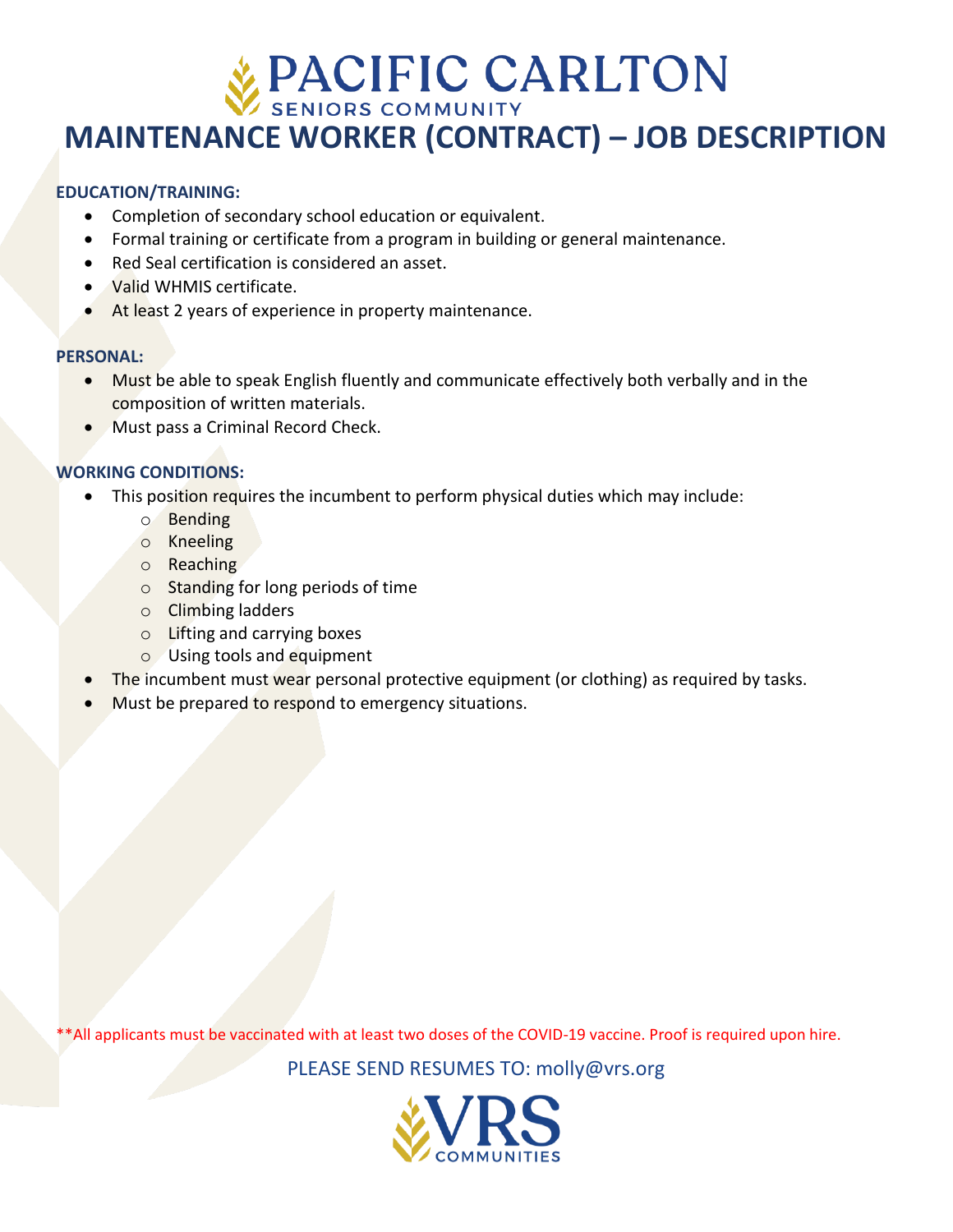# PACIFIC CARLTON

SENIORS COMMUNITY

# MAINTENANCE WORKER (CONTRACT) – JOB DESCRIPTION

**EDUCATION/TRAINING:**

- Completion of secondary school education or equivalent.
- Formal training or certificate from a program in building or general maintenance.
- Red Seal certification is considered an asset.
- Valid WHMIS certificate.
- At least 2 years of experience in property maintenance.

**PERSONAL:**

- Must be able to speak English fluently and communicate effectively both verbally and in the composition of written materials.
- Must pass a Criminal Record Check.

**WORKING CONDITIONS:**

- This position requires the incumbent to perform physical duties which may include:
  - Bending
  - Kneeling
  - Reaching
  - Standing for long periods of time
  - Climbing ladders
  - Lifting and carrying boxes
  - Using tools and equipment
- The incumbent must wear personal protective equipment (or clothing) as required by tasks.
- Must be prepared to respond to emergency situations.

**All applicants must be vaccinated with at least two doses of the COVID-19 vaccine. Proof is required upon hire.

PLEASE SEND RESUMES TO: molly@vrs.org

VRS COMMUNITIES